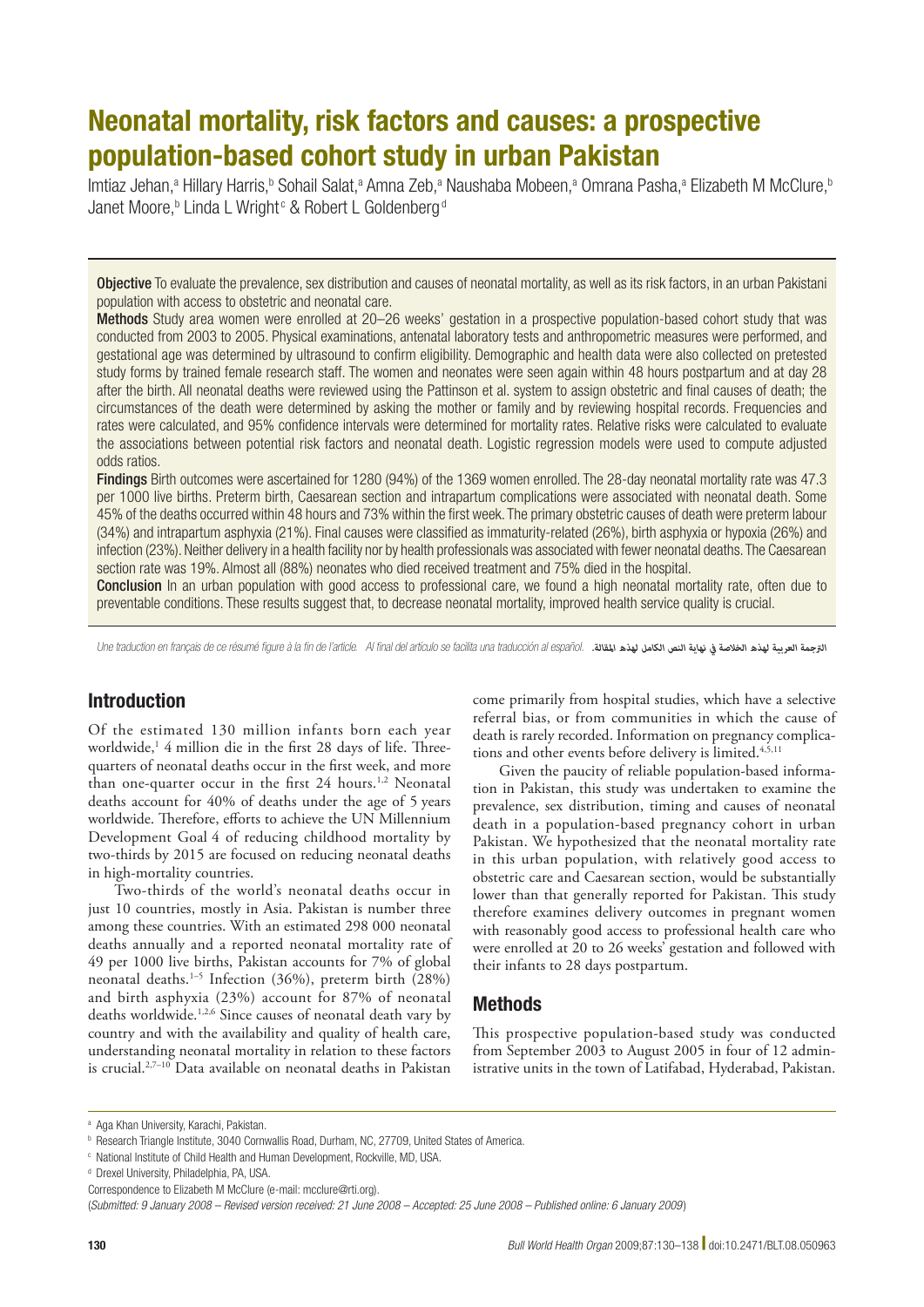# Neonatal mortality, risk factors and causes: a prospective population-based cohort study in urban Pakistan

Imtiaz Jehan,[a] Hillary Harris,[b] Sohail Salat,[a] Amna Zeb,[a] Naushaba Mobeen,[a] Omrana Pasha,[a] Elizabeth M McClure,[b] Janet Moore,[b] Linda L Wright[c] & Robert L Goldenberg[d]

**Objective** To evaluate the prevalence, sex distribution and causes of neonatal mortality, as well as its risk factors, in an urban Pakistani population with access to obstetric and neonatal care.

**Methods** Study area women were enrolled at 20–26 weeks' gestation in a prospective population-based cohort study that was conducted from 2003 to 2005. Physical examinations, antenatal laboratory tests and anthropometric measures were performed, and gestational age was determined by ultrasound to confirm eligibility. Demographic and health data were also collected on pretested study forms by trained female research staff. The women and neonates were seen again within 48 hours postpartum and at day 28 after the birth. All neonatal deaths were reviewed using the Pattinson et al. system to assign obstetric and final causes of death; the circumstances of the death were determined by asking the mother or family and by reviewing hospital records. Frequencies and rates were calculated, and 95% confidence intervals were determined for mortality rates. Relative risks were calculated to evaluate the associations between potential risk factors and neonatal death. Logistic regression models were used to compute adjusted odds ratios.

**Findings** Birth outcomes were ascertained for 1280 (94%) of the 1369 women enrolled. The 28-day neonatal mortality rate was 47.3 per 1000 live births. Preterm birth, Caesarean section and intrapartum complications were associated with neonatal death. Some 45% of the deaths occurred within 48 hours and 73% within the first week. The primary obstetric causes of death were preterm labour (34%) and intrapartum asphyxia (21%). Final causes were classified as immaturity-related (26%), birth asphyxia or hypoxia (26%) and infection (23%). Neither delivery in a health facility nor by health professionals was associated with fewer neonatal deaths. The Caesarean section rate was 19%. Almost all (88%) neonates who died received treatment and 75% died in the hospital.

**Conclusion** In an urban population with good access to professional care, we found a high neonatal mortality rate, often due to preventable conditions. These results suggest that, to decrease neonatal mortality, improved health service quality is crucial.

*Une traduction en français de ce résumé figure à la fin de l'article. Al final del artículo se facilita una traducción al español.* الترجمة العربية لهذه الخلاصة في نهاية النص الكامل لهذه المقالة.

## Introduction

Of the estimated 130 million infants born each year worldwide,[1] 4 million die in the first 28 days of life. Three-quarters of neonatal deaths occur in the first week, and more than one-quarter occur in the first 24 hours.[1,2] Neonatal deaths account for 40% of deaths under the age of 5 years worldwide. Therefore, efforts to achieve the UN Millennium Development Goal 4 of reducing childhood mortality by two-thirds by 2015 are focused on reducing neonatal deaths in high-mortality countries.

Two-thirds of the world's neonatal deaths occur in just 10 countries, mostly in Asia. Pakistan is number three among these countries. With an estimated 298 000 neonatal deaths annually and a reported neonatal mortality rate of 49 per 1000 live births, Pakistan accounts for 7% of global neonatal deaths.[1–5] Infection (36%), preterm birth (28%) and birth asphyxia (23%) account for 87% of neonatal deaths worldwide.[1,2,6] Since causes of neonatal death vary by country and with the availability and quality of health care, understanding neonatal mortality in relation to these factors is crucial.[2,7–10] Data available on neonatal deaths in Pakistan come primarily from hospital studies, which have a selective referral bias, or from communities in which the cause of death is rarely recorded. Information on pregnancy complications and other events before delivery is limited.[4,5,11]

Given the paucity of reliable population-based information in Pakistan, this study was undertaken to examine the prevalence, sex distribution, timing and causes of neonatal death in a population-based pregnancy cohort in urban Pakistan. We hypothesized that the neonatal mortality rate in this urban population, with relatively good access to obstetric care and Caesarean section, would be substantially lower than that generally reported for Pakistan. This study therefore examines delivery outcomes in pregnant women with reasonably good access to professional health care who were enrolled at 20 to 26 weeks' gestation and followed with their infants to 28 days postpartum.

## Methods

This prospective population-based study was conducted from September 2003 to August 2005 in four of 12 administrative units in the town of Latifabad, Hyderabad, Pakistan.

---

[a] Aga Khan University, Karachi, Pakistan.
[b] Research Triangle Institute, 3040 Cornwallis Road, Durham, NC, 27709, United States of America.
[c] National Institute of Child Health and Human Development, Rockville, MD, USA.
[d] Drexel University, Philadelphia, PA, USA.

Correspondence to Elizabeth M McClure (e-mail: mcclure@rti.org).

(*Submitted: 9 January 2008 – Revised version received: 21 June 2008 – Accepted: 25 June 2008 – Published online: 6 January 2009*)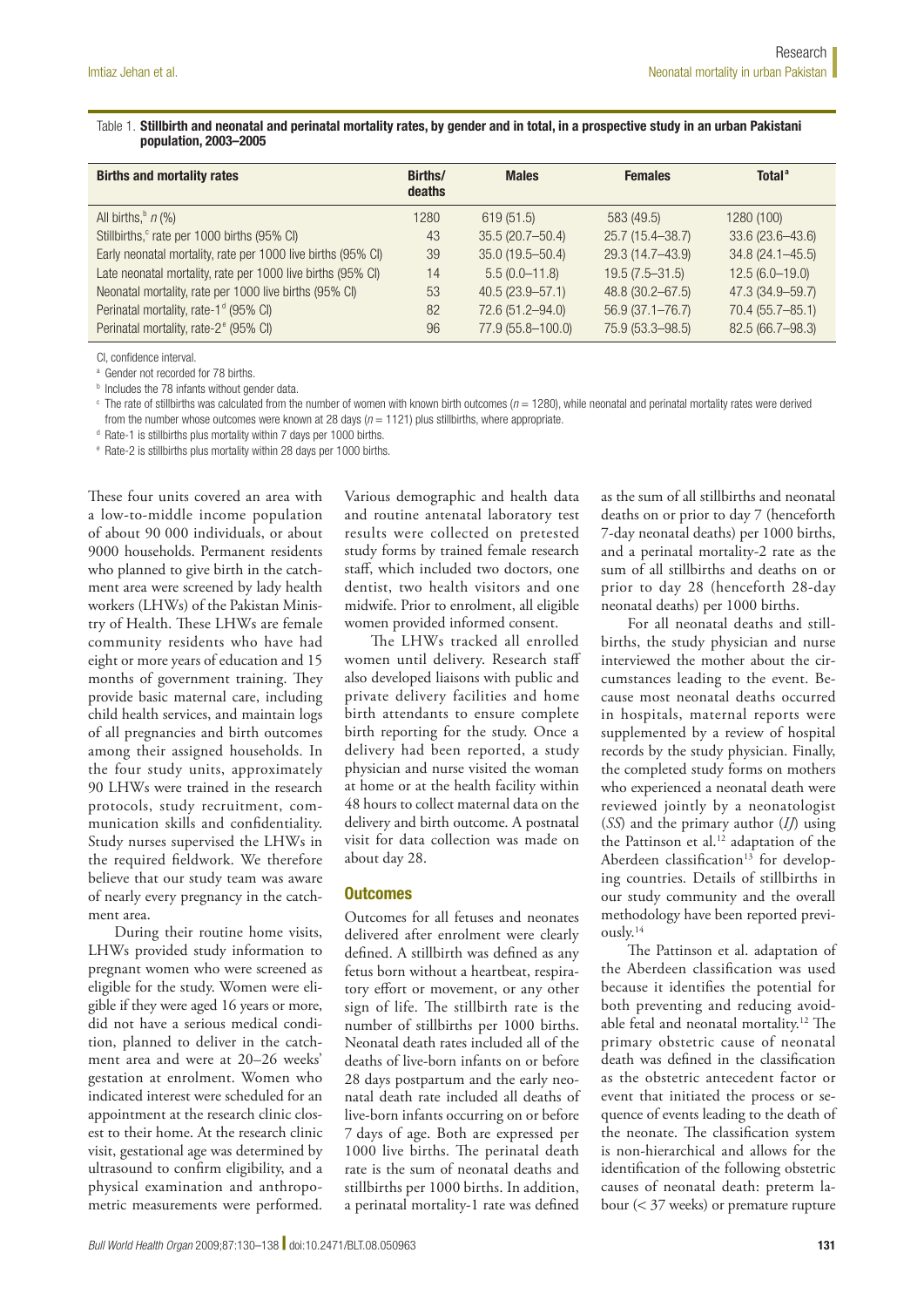Table 1. **Stillbirth and neonatal and perinatal mortality rates, by gender and in total, in a prospective study in an urban Pakistani population, 2003–2005**

| Births and mortality rates | Births/ deaths | Males | Females | Total[a] |
|---|---|---|---|---|
| All births,[b] n (%) | 1280 | 619 (51.5) | 583 (49.5) | 1280 (100) |
| Stillbirths,[c] rate per 1000 births (95% CI) | 43 | 35.5 (20.7–50.4) | 25.7 (15.4–38.7) | 33.6 (23.6–43.6) |
| Early neonatal mortality, rate per 1000 live births (95% CI) | 39 | 35.0 (19.5–50.4) | 29.3 (14.7–43.9) | 34.8 (24.1–45.5) |
| Late neonatal mortality, rate per 1000 live births (95% CI) | 14 | 5.5 (0.0–11.8) | 19.5 (7.5–31.5) | 12.5 (6.0–19.0) |
| Neonatal mortality, rate per 1000 live births (95% CI) | 53 | 40.5 (23.9–57.1) | 48.8 (30.2–67.5) | 47.3 (34.9–59.7) |
| Perinatal mortality, rate-1[d] (95% CI) | 82 | 72.6 (51.2–94.0) | 56.9 (37.1–76.7) | 70.4 (55.7–85.1) |
| Perinatal mortality, rate-2[e] (95% CI) | 96 | 77.9 (55.8–100.0) | 75.9 (53.3–98.5) | 82.5 (66.7–98.3) |

CI, confidence interval.

[a] Gender not recorded for 78 births.

[b] Includes the 78 infants without gender data.

[c] The rate of stillbirths was calculated from the number of women with known birth outcomes ($n = 1280$), while neonatal and perinatal mortality rates were derived from the number whose outcomes were known at 28 days ($n = 1121$) plus stillbirths, where appropriate.

[d] Rate-1 is stillbirths plus mortality within 7 days per 1000 births.

[e] Rate-2 is stillbirths plus mortality within 28 days per 1000 births.

These four units covered an area with a low-to-middle income population of about 90 000 individuals, or about 9000 households. Permanent residents who planned to give birth in the catchment area were screened by lady health workers (LHWs) of the Pakistan Ministry of Health. These LHWs are female community residents who have had eight or more years of education and 15 months of government training. They provide basic maternal care, including child health services, and maintain logs of all pregnancies and birth outcomes among their assigned households. In the four study units, approximately 90 LHWs were trained in the research protocols, study recruitment, communication skills and confidentiality. Study nurses supervised the LHWs in the required fieldwork. We therefore believe that our study team was aware of nearly every pregnancy in the catchment area.

During their routine home visits, LHWs provided study information to pregnant women who were screened as eligible for the study. Women were eligible if they were aged 16 years or more, did not have a serious medical condition, planned to deliver in the catchment area and were at 20–26 weeks' gestation at enrolment. Women who indicated interest were scheduled for an appointment at the research clinic closest to their home. At the research clinic visit, gestational age was determined by ultrasound to confirm eligibility, and a physical examination and anthropometric measurements were performed. Various demographic and health data and routine antenatal laboratory test results were collected on pretested study forms by trained female research staff, which included two doctors, one dentist, two health visitors and one midwife. Prior to enrolment, all eligible women provided informed consent.

The LHWs tracked all enrolled women until delivery. Research staff also developed liaisons with public and private delivery facilities and home birth attendants to ensure complete birth reporting for the study. Once a delivery had been reported, a study physician and nurse visited the woman at home or at the health facility within 48 hours to collect maternal data on the delivery and birth outcome. A postnatal visit for data collection was made on about day 28.

## Outcomes

Outcomes for all fetuses and neonates delivered after enrolment were clearly defined. A stillbirth was defined as any fetus born without a heartbeat, respiratory effort or movement, or any other sign of life. The stillbirth rate is the number of stillbirths per 1000 births. Neonatal death rates included all of the deaths of live-born infants on or before 28 days postpartum and the early neonatal death rate included all deaths of live-born infants occurring on or before 7 days of age. Both are expressed per 1000 live births. The perinatal death rate is the sum of neonatal deaths and stillbirths per 1000 births. In addition, a perinatal mortality-1 rate was defined as the sum of all stillbirths and neonatal deaths on or prior to day 7 (henceforth 7-day neonatal deaths) per 1000 births, and a perinatal mortality-2 rate as the sum of all stillbirths and deaths on or prior to day 28 (henceforth 28-day neonatal deaths) per 1000 births.

For all neonatal deaths and stillbirths, the study physician and nurse interviewed the mother about the circumstances leading to the event. Because most neonatal deaths occurred in hospitals, maternal reports were supplemented by a review of hospital records by the study physician. Finally, the completed study forms on mothers who experienced a neonatal death were reviewed jointly by a neonatologist (*SS*) and the primary author (*IJ*) using the Pattinson et al.[12] adaptation of the Aberdeen classification[13] for developing countries. Details of stillbirths in our study community and the overall methodology have been reported previously.[14]

The Pattinson et al. adaptation of the Aberdeen classification was used because it identifies the potential for both preventing and reducing avoidable fetal and neonatal mortality.[12] The primary obstetric cause of neonatal death was defined in the classification as the obstetric antecedent factor or event that initiated the process or sequence of events leading to the death of the neonate. The classification system is non-hierarchical and allows for the identification of the following obstetric causes of neonatal death: preterm labour (< 37 weeks) or premature rupture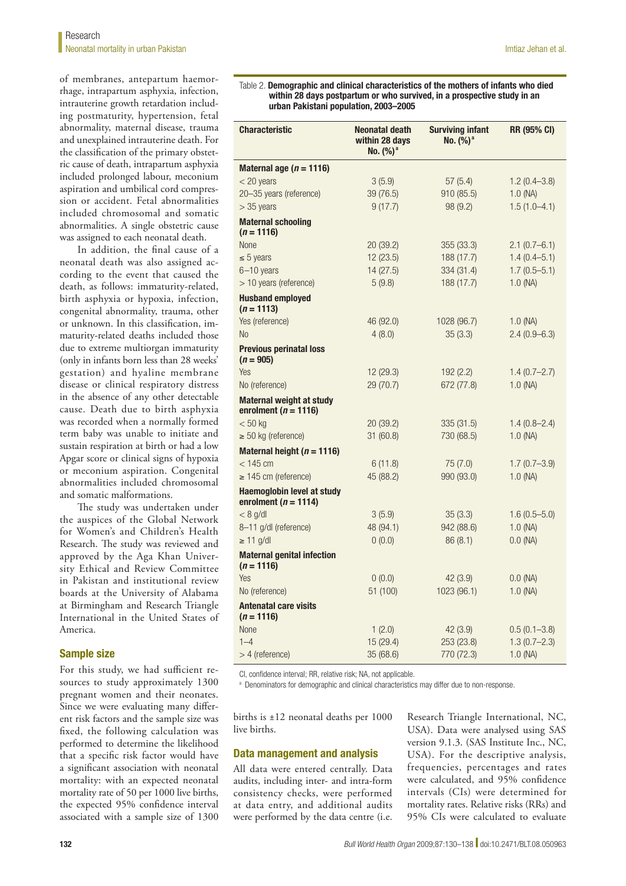of membranes, antepartum haemorrhage, intrapartum asphyxia, infection, intrauterine growth retardation including postmaturity, hypertension, fetal abnormality, maternal disease, trauma and unexplained intrauterine death. For the classification of the primary obstetric cause of death, intrapartum asphyxia included prolonged labour, meconium aspiration and umbilical cord compression or accident. Fetal abnormalities included chromosomal and somatic abnormalities. A single obstetric cause was assigned to each neonatal death.

In addition, the final cause of a neonatal death was also assigned according to the event that caused the death, as follows: immaturity-related, birth asphyxia or hypoxia, infection, congenital abnormality, trauma, other or unknown. In this classification, immaturity-related deaths included those due to extreme multiorgan immaturity (only in infants born less than 28 weeks' gestation) and hyaline membrane disease or clinical respiratory distress in the absence of any other detectable cause. Death due to birth asphyxia was recorded when a normally formed term baby was unable to initiate and sustain respiration at birth or had a low Apgar score or clinical signs of hypoxia or meconium aspiration. Congenital abnormalities included chromosomal and somatic malformations.

The study was undertaken under the auspices of the Global Network for Women's and Children's Health Research. The study was reviewed and approved by the Aga Khan University Ethical and Review Committee in Pakistan and institutional review boards at the University of Alabama at Birmingham and Research Triangle International in the United States of America.

## Sample size

For this study, we had sufficient resources to study approximately 1300 pregnant women and their neonates. Since we were evaluating many different risk factors and the sample size was fixed, the following calculation was performed to determine the likelihood that a specific risk factor would have a significant association with neonatal mortality: with an expected neonatal mortality rate of 50 per 1000 live births, the expected 95% confidence interval associated with a sample size of 1300 births is ±12 neonatal deaths per 1000 live births.

## Data management and analysis

All data were entered centrally. Data audits, including inter- and intra-form consistency checks, were performed at data entry, and additional audits were performed by the data centre (i.e. Research Triangle International, NC, USA). Data were analysed using SAS version 9.1.3. (SAS Institute Inc., NC, USA). For the descriptive analysis, frequencies, percentages and rates were calculated, and 95% confidence intervals (CIs) were determined for mortality rates. Relative risks (RRs) and 95% CIs were calculated to evaluate

Table 2. **Demographic and clinical characteristics of the mothers of infants who died within 28 days postpartum or who survived, in a prospective study in an urban Pakistani population, 2003–2005**

| Characteristic | Neonatal death within 28 days No. (%)[a] | Surviving infant No. (%)[a] | RR (95% CI) |
|---|---|---|---|
| **Maternal age (*n* = 1116)** | | | |
| < 20 years | 3 (5.9) | 57 (5.4) | 1.2 (0.4–3.8) |
| 20–35 years (reference) | 39 (76.5) | 910 (85.5) | 1.0 (NA) |
| > 35 years | 9 (17.7) | 98 (9.2) | 1.5 (1.0–4.1) |
| **Maternal schooling (*n* = 1116)** | | | |
| None | 20 (39.2) | 355 (33.3) | 2.1 (0.7–6.1) |
| ≤ 5 years | 12 (23.5) | 188 (17.7) | 1.4 (0.4–5.1) |
| 6–10 years | 14 (27.5) | 334 (31.4) | 1.7 (0.5–5.1) |
| > 10 years (reference) | 5 (9.8) | 188 (17.7) | 1.0 (NA) |
| **Husband employed (*n* = 1113)** | | | |
| Yes (reference) | 46 (92.0) | 1028 (96.7) | 1.0 (NA) |
| No | 4 (8.0) | 35 (3.3) | 2.4 (0.9–6.3) |
| **Previous perinatal loss (*n* = 905)** | | | |
| Yes | 12 (29.3) | 192 (2.2) | 1.4 (0.7–2.7) |
| No (reference) | 29 (70.7) | 672 (77.8) | 1.0 (NA) |
| **Maternal weight at study enrolment (*n* = 1116)** | | | |
| < 50 kg | 20 (39.2) | 335 (31.5) | 1.4 (0.8–2.4) |
| ≥ 50 kg (reference) | 31 (60.8) | 730 (68.5) | 1.0 (NA) |
| **Maternal height (*n* = 1116)** | | | |
| < 145 cm | 6 (11.8) | 75 (7.0) | 1.7 (0.7–3.9) |
| ≥ 145 cm (reference) | 45 (88.2) | 990 (93.0) | 1.0 (NA) |
| **Haemoglobin level at study enrolment (*n* = 1114)** | | | |
| < 8 g/dl | 3 (5.9) | 35 (3.3) | 1.6 (0.5–5.0) |
| 8–11 g/dl (reference) | 48 (94.1) | 942 (88.6) | 1.0 (NA) |
| ≥ 11 g/dl | 0 (0.0) | 86 (8.1) | 0.0 (NA) |
| **Maternal genital infection (*n* = 1116)** | | | |
| Yes | 0 (0.0) | 42 (3.9) | 0.0 (NA) |
| No (reference) | 51 (100) | 1023 (96.1) | 1.0 (NA) |
| **Antenatal care visits (*n* = 1116)** | | | |
| None | 1 (2.0) | 42 (3.9) | 0.5 (0.1–3.8) |
| 1–4 | 15 (29.4) | 253 (23.8) | 1.3 (0.7–2.3) |
| > 4 (reference) | 35 (68.6) | 770 (72.3) | 1.0 (NA) |

CI, confidence interval; RR, relative risk; NA, not applicable.

[a] Denominators for demographic and clinical characteristics may differ due to non-response.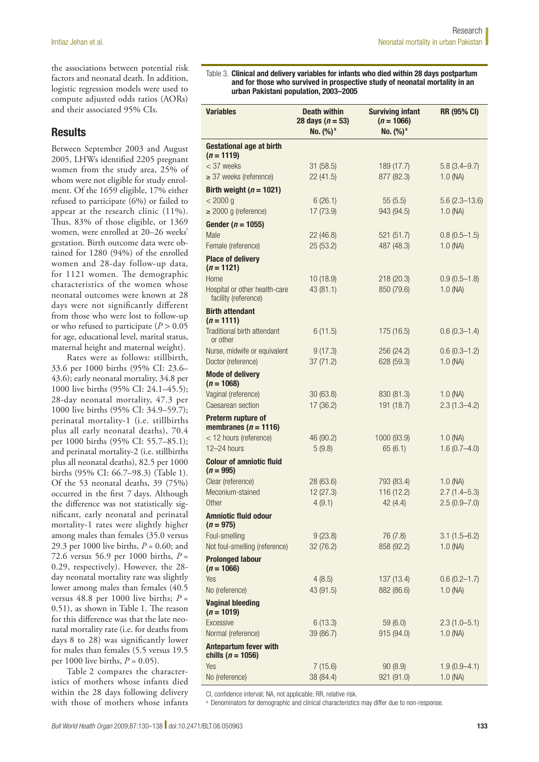the associations between potential risk factors and neonatal death. In addition, logistic regression models were used to compute adjusted odds ratios (AORs) and their associated 95% CIs.

## Results

Between September 2003 and August 2005, LHWs identified 2205 pregnant women from the study area, 25% of whom were not eligible for study enrolment. Of the 1659 eligible, 17% either refused to participate (6%) or failed to appear at the research clinic (11%). Thus, 83% of those eligible, or 1369 women, were enrolled at 20–26 weeks' gestation. Birth outcome data were obtained for 1280 (94%) of the enrolled women and 28-day follow-up data, for 1121 women. The demographic characteristics of the women whose neonatal outcomes were known at 28 days were not significantly different from those who were lost to follow-up or who refused to participate ($P > 0.05$ for age, educational level, marital status, maternal height and maternal weight).

Rates were as follows: stillbirth, 33.6 per 1000 births (95% CI: 23.6–43.6); early neonatal mortality, 34.8 per 1000 live births (95% CI: 24.1–45.5); 28-day neonatal mortality, 47.3 per 1000 live births (95% CI: 34.9–59.7); perinatal mortality-1 (i.e. stillbirths plus all early neonatal deaths), 70.4 per 1000 births (95% CI: 55.7–85.1); and perinatal mortality-2 (i.e. stillbirths plus all neonatal deaths), 82.5 per 1000 births (95% CI: 66.7–98.3) (Table 1). Of the 53 neonatal deaths, 39 (75%) occurred in the first 7 days. Although the difference was not statistically significant, early neonatal and perinatal mortality-1 rates were slightly higher among males than females (35.0 versus 29.3 per 1000 live births, $P = 0.60$; and 72.6 versus 56.9 per 1000 births, $P = 0.29$, respectively). However, the 28-day neonatal mortality rate was slightly lower among males than females (40.5 versus 48.8 per 1000 live births; $P = 0.51$), as shown in Table 1. The reason for this difference was that the late neonatal mortality rate (i.e. for deaths from days 8 to 28) was significantly lower for males than females (5.5 versus 19.5 per 1000 live births, $P = 0.05$).

Table 2 compares the characteristics of mothers whose infants died within the 28 days following delivery with those of mothers whose infants

Table 3. **Clinical and delivery variables for infants who died within 28 days postpartum and for those who survived in prospective study of neonatal mortality in an urban Pakistani population, 2003–2005**

| Variables | Death within 28 days ($n = 53$) No. (%)[a] | Surviving infant ($n = 1066$) No. (%)[a] | RR (95% CI) |
|---|---|---|---|
| **Gestational age at birth ($n = 1119$)** | | | |
| < 37 weeks | 31 (58.5) | 189 (17.7) | 5.8 (3.4–9.7) |
| ≥ 37 weeks (reference) | 22 (41.5) | 877 (82.3) | 1.0 (NA) |
| **Birth weight ($n = 1021$)** | | | |
| < 2000 g | 6 (26.1) | 55 (5.5) | 5.6 (2.3–13.6) |
| ≥ 2000 g (reference) | 17 (73.9) | 943 (94.5) | 1.0 (NA) |
| **Gender ($n = 1055$)** | | | |
| Male | 22 (46.8) | 521 (51.7) | 0.8 (0.5–1.5) |
| Female (reference) | 25 (53.2) | 487 (48.3) | 1.0 (NA) |
| **Place of delivery ($n = 1121$)** | | | |
| Home | 10 (18.9) | 218 (20.3) | 0.9 (0.5–1.8) |
| Hospital or other health-care facility (reference) | 43 (81.1) | 850 (79.6) | 1.0 (NA) |
| **Birth attendant ($n = 1111$)** | | | |
| Traditional birth attendant or other | 6 (11.5) | 175 (16.5) | 0.6 (0.3–1.4) |
| Nurse, midwife or equivalent | 9 (17.3) | 256 (24.2) | 0.6 (0.3–1.2) |
| Doctor (reference) | 37 (71.2) | 628 (59.3) | 1.0 (NA) |
| **Mode of delivery ($n = 1068$)** | | | |
| Vaginal (reference) | 30 (63.8) | 830 (81.3) | 1.0 (NA) |
| Caesarean section | 17 (36.2) | 191 (18.7) | 2.3 (1.3–4.2) |
| **Preterm rupture of membranes ($n = 1116$)** | | | |
| < 12 hours (reference) | 46 (90.2) | 1000 (93.9) | 1.0 (NA) |
| 12–24 hours | 5 (9.8) | 65 (6.1) | 1.6 (0.7–4.0) |
| **Colour of amniotic fluid ($n = 995$)** | | | |
| Clear (reference) | 28 (63.6) | 793 (83.4) | 1.0 (NA) |
| Meconium-stained | 12 (27.3) | 116 (12.2) | 2.7 (1.4–5.3) |
| Other | 4 (9.1) | 42 (4.4) | 2.5 (0.9–7.0) |
| **Amniotic fluid odour ($n = 975$)** | | | |
| Foul-smelling | 9 (23.8) | 76 (7.8) | 3.1 (1.5–6.2) |
| Not foul-smelling (reference) | 32 (76.2) | 858 (92.2) | 1.0 (NA) |
| **Prolonged labour ($n = 1066$)** | | | |
| Yes | 4 (8.5) | 137 (13.4) | 0.6 (0.2–1.7) |
| No (reference) | 43 (91.5) | 882 (86.6) | 1.0 (NA) |
| **Vaginal bleeding ($n = 1019$)** | | | |
| Excessive | 6 (13.3) | 59 (6.0) | 2.3 (1.0–5.1) |
| Normal (reference) | 39 (86.7) | 915 (94.0) | 1.0 (NA) |
| **Antepartum fever with chills ($n = 1056$)** | | | |
| Yes | 7 (15.6) | 90 (8.9) | 1.9 (0.9–4.1) |
| No (reference) | 38 (84.4) | 921 (91.0) | 1.0 (NA) |

CI, confidence interval; NA, not applicable; RR, relative risk.

[a] Denominators for demographic and clinical characteristics may differ due to non-response.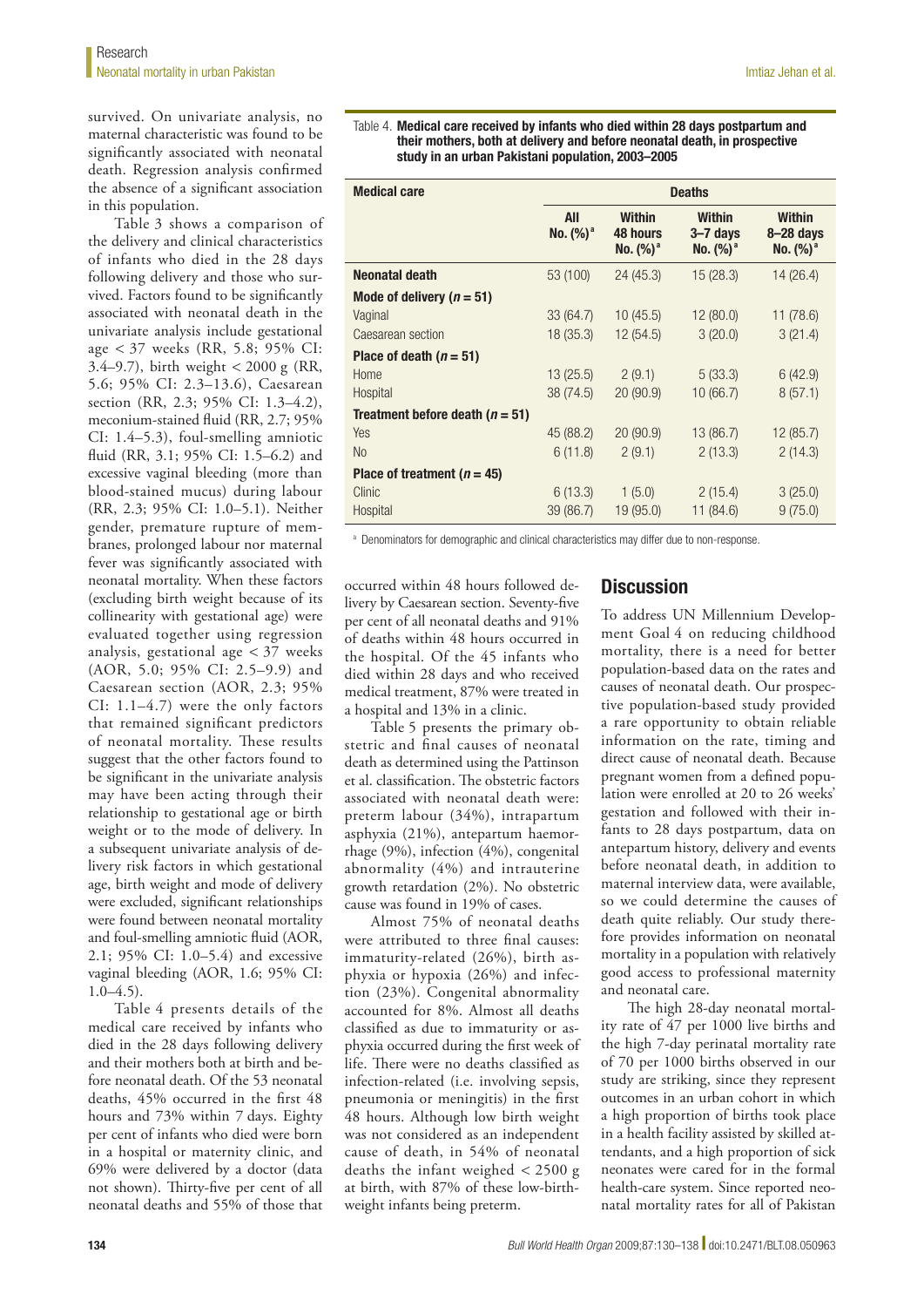survived. On univariate analysis, no maternal characteristic was found to be significantly associated with neonatal death. Regression analysis confirmed the absence of a significant association in this population.

Table 3 shows a comparison of the delivery and clinical characteristics of infants who died in the 28 days following delivery and those who survived. Factors found to be significantly associated with neonatal death in the univariate analysis include gestational age < 37 weeks (RR, 5.8; 95% CI: 3.4–9.7), birth weight < 2000 g (RR, 5.6; 95% CI: 2.3–13.6), Caesarean section (RR, 2.3; 95% CI: 1.3–4.2), meconium-stained fluid (RR, 2.7; 95% CI: 1.4–5.3), foul-smelling amniotic fluid (RR, 3.1; 95% CI: 1.5–6.2) and excessive vaginal bleeding (more than blood-stained mucus) during labour (RR, 2.3; 95% CI: 1.0–5.1). Neither gender, premature rupture of membranes, prolonged labour nor maternal fever was significantly associated with neonatal mortality. When these factors (excluding birth weight because of its collinearity with gestational age) were evaluated together using regression analysis, gestational age < 37 weeks (AOR, 5.0; 95% CI: 2.5–9.9) and Caesarean section (AOR, 2.3; 95% CI: 1.1–4.7) were the only factors that remained significant predictors of neonatal mortality. These results suggest that the other factors found to be significant in the univariate analysis may have been acting through their relationship to gestational age or birth weight or to the mode of delivery. In a subsequent univariate analysis of delivery risk factors in which gestational age, birth weight and mode of delivery were excluded, significant relationships were found between neonatal mortality and foul-smelling amniotic fluid (AOR, 2.1; 95% CI: 1.0–5.4) and excessive vaginal bleeding (AOR, 1.6; 95% CI: 1.0–4.5).

Table 4 presents details of the medical care received by infants who died in the 28 days following delivery and their mothers both at birth and before neonatal death. Of the 53 neonatal deaths, 45% occurred in the first 48 hours and 73% within 7 days. Eighty per cent of infants who died were born in a hospital or maternity clinic, and 69% were delivered by a doctor (data not shown). Thirty-five per cent of all neonatal deaths and 55% of those that occurred within 48 hours followed delivery by Caesarean section. Seventy-five per cent of all neonatal deaths and 91% of deaths within 48 hours occurred in the hospital. Of the 45 infants who died within 28 days and who received medical treatment, 87% were treated in a hospital and 13% in a clinic.

Table 4. **Medical care received by infants who died within 28 days postpartum and their mothers, both at delivery and before neonatal death, in prospective study in an urban Pakistani population, 2003–2005**

| Medical care | Deaths | | | |
|---|---|---|---|---|
| | All No. (%)[a] | Within 48 hours No. (%)[a] | Within 3–7 days No. (%)[a] | Within 8–28 days No. (%)[a] |
| **Neonatal death** | 53 (100) | 24 (45.3) | 15 (28.3) | 14 (26.4) |
| **Mode of delivery (*n* = 51)** | | | | |
| Vaginal | 33 (64.7) | 10 (45.5) | 12 (80.0) | 11 (78.6) |
| Caesarean section | 18 (35.3) | 12 (54.5) | 3 (20.0) | 3 (21.4) |
| **Place of death (*n* = 51)** | | | | |
| Home | 13 (25.5) | 2 (9.1) | 5 (33.3) | 6 (42.9) |
| Hospital | 38 (74.5) | 20 (90.9) | 10 (66.7) | 8 (57.1) |
| **Treatment before death (*n* = 51)** | | | | |
| Yes | 45 (88.2) | 20 (90.9) | 13 (86.7) | 12 (85.7) |
| No | 6 (11.8) | 2 (9.1) | 2 (13.3) | 2 (14.3) |
| **Place of treatment (*n* = 45)** | | | | |
| Clinic | 6 (13.3) | 1 (5.0) | 2 (15.4) | 3 (25.0) |
| Hospital | 39 (86.7) | 19 (95.0) | 11 (84.6) | 9 (75.0) |

[a] Denominators for demographic and clinical characteristics may differ due to non-response.

Table 5 presents the primary obstetric and final causes of neonatal death as determined using the Pattinson et al. classification. The obstetric factors associated with neonatal death were: preterm labour (34%), intrapartum asphyxia (21%), antepartum haemorrhage (9%), infection (4%), congenital abnormality (4%) and intrauterine growth retardation (2%). No obstetric cause was found in 19% of cases.

Almost 75% of neonatal deaths were attributed to three final causes: immaturity-related (26%), birth asphyxia or hypoxia (26%) and infection (23%). Congenital abnormality accounted for 8%. Almost all deaths classified as due to immaturity or asphyxia occurred during the first week of life. There were no deaths classified as infection-related (i.e. involving sepsis, pneumonia or meningitis) in the first 48 hours. Although low birth weight was not considered as an independent cause of death, in 54% of neonatal deaths the infant weighed < 2500 g at birth, with 87% of these low-birth-weight infants being preterm.

## Discussion

To address UN Millennium Development Goal 4 on reducing childhood mortality, there is a need for better population-based data on the rates and causes of neonatal death. Our prospective population-based study provided a rare opportunity to obtain reliable information on the rate, timing and direct cause of neonatal death. Because pregnant women from a defined population were enrolled at 20 to 26 weeks' gestation and followed with their infants to 28 days postpartum, data on antepartum history, delivery and events before neonatal death, in addition to maternal interview data, were available, so we could determine the causes of death quite reliably. Our study therefore provides information on neonatal mortality in a population with relatively good access to professional maternity and neonatal care.

The high 28-day neonatal mortality rate of 47 per 1000 live births and the high 7-day perinatal mortality rate of 70 per 1000 births observed in our study are striking, since they represent outcomes in an urban cohort in which a high proportion of births took place in a health facility assisted by skilled attendants, and a high proportion of sick neonates were cared for in the formal health-care system. Since reported neonatal mortality rates for all of Pakistan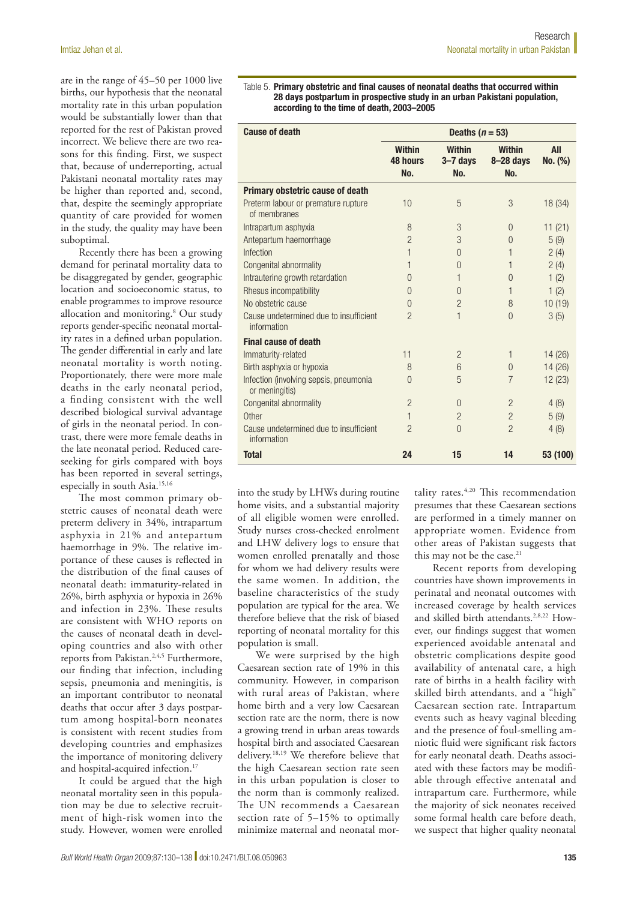are in the range of 45–50 per 1000 live births, our hypothesis that the neonatal mortality rate in this urban population would be substantially lower than that reported for the rest of Pakistan proved incorrect. We believe there are two reasons for this finding. First, we suspect that, because of underreporting, actual Pakistani neonatal mortality rates may be higher than reported and, second, that, despite the seemingly appropriate quantity of care provided for women in the study, the quality may have been suboptimal.

Recently there has been a growing demand for perinatal mortality data to be disaggregated by gender, geographic location and socioeconomic status, to enable programmes to improve resource allocation and monitoring.[8] Our study reports gender-specific neonatal mortality rates in a defined urban population. The gender differential in early and late neonatal mortality is worth noting. Proportionately, there were more male deaths in the early neonatal period, a finding consistent with the well described biological survival advantage of girls in the neonatal period. In contrast, there were more female deaths in the late neonatal period. Reduced care-seeking for girls compared with boys has been reported in several settings, especially in south Asia.[15,16]

The most common primary obstetric causes of neonatal death were preterm delivery in 34%, intrapartum asphyxia in 21% and antepartum haemorrhage in 9%. The relative importance of these causes is reflected in the distribution of the final causes of neonatal death: immaturity-related in 26%, birth asphyxia or hypoxia in 26% and infection in 23%. These results are consistent with WHO reports on the causes of neonatal death in developing countries and also with other reports from Pakistan.[2,4,5] Furthermore, our finding that infection, including sepsis, pneumonia and meningitis, is an important contributor to neonatal deaths that occur after 3 days postpartum among hospital-born neonates is consistent with recent studies from developing countries and emphasizes the importance of monitoring delivery and hospital-acquired infection.[17]

It could be argued that the high neonatal mortality seen in this population may be due to selective recruitment of high-risk women into the study. However, women were enrolled into the study by LHWs during routine home visits, and a substantial majority of all eligible women were enrolled. Study nurses cross-checked enrolment and LHW delivery logs to ensure that women enrolled prenatally and those for whom we had delivery results were the same women. In addition, the baseline characteristics of the study population are typical for the area. We therefore believe that the risk of biased reporting of neonatal mortality for this population is small.

We were surprised by the high Caesarean section rate of 19% in this community. However, in comparison with rural areas of Pakistan, where home birth and a very low Caesarean section rate are the norm, there is now a growing trend in urban areas towards hospital birth and associated Caesarean delivery.[18,19] We therefore believe that the high Caesarean section rate seen in this urban population is closer to the norm than is commonly realized. The UN recommends a Caesarean section rate of 5–15% to optimally minimize maternal and neonatal mortality rates.[4,20] This recommendation presumes that these Caesarean sections are performed in a timely manner on appropriate women. Evidence from other areas of Pakistan suggests that this may not be the case.[21]

Recent reports from developing countries have shown improvements in perinatal and neonatal outcomes with increased coverage by health services and skilled birth attendants.[2,8,22] However, our findings suggest that women experienced avoidable antenatal and obstetric complications despite good availability of antenatal care, a high rate of births in a health facility with skilled birth attendants, and a "high" Caesarean section rate. Intrapartum events such as heavy vaginal bleeding and the presence of foul-smelling amniotic fluid were significant risk factors for early neonatal death. Deaths associated with these factors may be modifiable through effective antenatal and intrapartum care. Furthermore, while the majority of sick neonates received some formal health care before death, we suspect that higher quality neonatal

Table 5. **Primary obstetric and final causes of neonatal deaths that occurred within 28 days postpartum in prospective study in an urban Pakistani population, according to the time of death, 2003–2005**

| Cause of death | Deaths ($n$ = 53) | | | |
|---|---|---|---|---|
| | Within 48 hours No. | Within 3–7 days No. | Within 8–28 days No. | All No. (%) |
| **Primary obstetric cause of death** | | | | |
| Preterm labour or premature rupture of membranes | 10 | 5 | 3 | 18 (34) |
| Intrapartum asphyxia | 8 | 3 | 0 | 11 (21) |
| Antepartum haemorrhage | 2 | 3 | 0 | 5 (9) |
| Infection | 1 | 0 | 1 | 2 (4) |
| Congenital abnormality | 1 | 0 | 1 | 2 (4) |
| Intrauterine growth retardation | 0 | 1 | 0 | 1 (2) |
| Rhesus incompatibility | 0 | 0 | 1 | 1 (2) |
| No obstetric cause | 0 | 2 | 8 | 10 (19) |
| Cause undetermined due to insufficient information | 2 | 1 | 0 | 3 (5) |
| **Final cause of death** | | | | |
| Immaturity-related | 11 | 2 | 1 | 14 (26) |
| Birth asphyxia or hypoxia | 8 | 6 | 0 | 14 (26) |
| Infection (involving sepsis, pneumonia or meningitis) | 0 | 5 | 7 | 12 (23) |
| Congenital abnormality | 2 | 0 | 2 | 4 (8) |
| Other | 1 | 2 | 2 | 5 (9) |
| Cause undetermined due to insufficient information | 2 | 0 | 2 | 4 (8) |
| **Total** | **24** | **15** | **14** | **53 (100)** |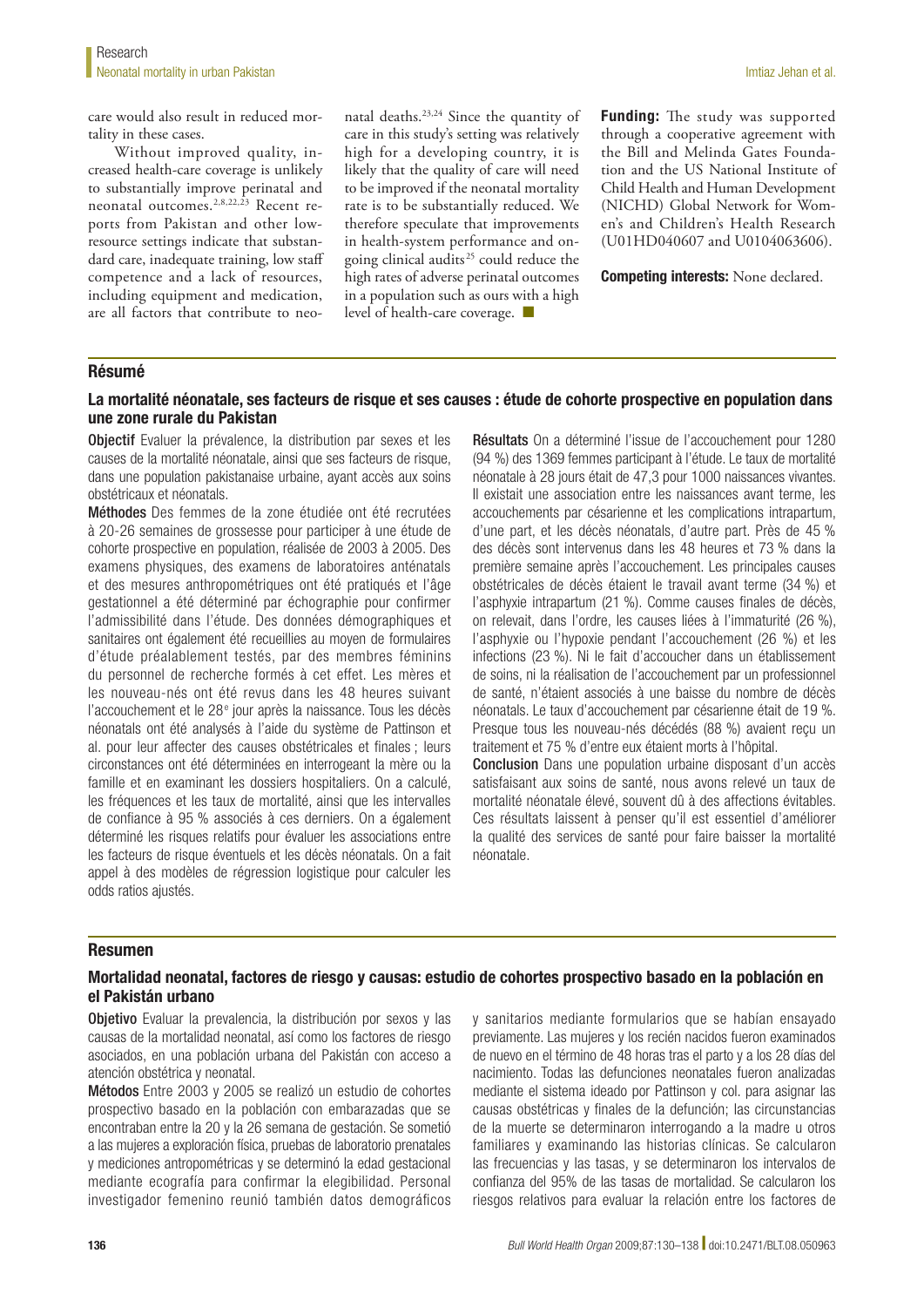care would also result in reduced mortality in these cases.

Without improved quality, increased health-care coverage is unlikely to substantially improve perinatal and neonatal outcomes.[2,8,22,23] Recent reports from Pakistan and other low-resource settings indicate that substandard care, inadequate training, low staff competence and a lack of resources, including equipment and medication, are all factors that contribute to neonatal deaths.[23,24] Since the quantity of care in this study's setting was relatively high for a developing country, it is likely that the quality of care will need to be improved if the neonatal mortality rate is to be substantially reduced. We therefore speculate that improvements in health-system performance and ongoing clinical audits[25] could reduce the high rates of adverse perinatal outcomes in a population such as ours with a high level of health-care coverage. ■

**Funding:** The study was supported through a cooperative agreement with the Bill and Melinda Gates Foundation and the US National Institute of Child Health and Human Development (NICHD) Global Network for Women's and Children's Health Research (U01HD040607 and U0104063606).

**Competing interests:** None declared.

## Résumé

### La mortalité néonatale, ses facteurs de risque et ses causes : étude de cohorte prospective en population dans une zone rurale du Pakistan

**Objectif** Evaluer la prévalence, la distribution par sexes et les causes de la mortalité néonatale, ainsi que ses facteurs de risque, dans une population pakistanaise urbaine, ayant accès aux soins obstétricaux et néonatals.

**Méthodes** Des femmes de la zone étudiée ont été recrutées à 20-26 semaines de grossesse pour participer à une étude de cohorte prospective en population, réalisée de 2003 à 2005. Des examens physiques, des examens de laboratoires anténatals et des mesures anthropométriques ont été pratiqués et l'âge gestationnel a été déterminé par échographie pour confirmer l'admissibilité dans l'étude. Des données démographiques et sanitaires ont également été recueillies au moyen de formulaires d'étude préalablement testés, par des membres féminins du personnel de recherche formés à cet effet. Les mères et les nouveau-nés ont été revus dans les 48 heures suivant l'accouchement et le 28e jour après la naissance. Tous les décès néonatals ont été analysés à l'aide du système de Pattinson et al. pour leur affecter des causes obstétricales et finales ; leurs circonstances ont été déterminées en interrogeant la mère ou la famille et en examinant les dossiers hospitaliers. On a calculé, les fréquences et les taux de mortalité, ainsi que les intervalles de confiance à 95 % associés à ces derniers. On a également déterminé les risques relatifs pour évaluer les associations entre les facteurs de risque éventuels et les décès néonatals. On a fait appel à des modèles de régression logistique pour calculer les odds ratios ajustés.

**Résultats** On a déterminé l'issue de l'accouchement pour 1280 (94 %) des 1369 femmes participant à l'étude. Le taux de mortalité néonatale à 28 jours était de 47,3 pour 1000 naissances vivantes. Il existait une association entre les naissances avant terme, les accouchements par césarienne et les complications intrapartum, d'une part, et les décès néonatals, d'autre part. Près de 45 % des décès sont intervenus dans les 48 heures et 73 % dans la première semaine après l'accouchement. Les principales causes obstétricales de décès étaient le travail avant terme (34 %) et l'asphyxie intrapartum (21 %). Comme causes finales de décès, on relevait, dans l'ordre, les causes liées à l'immaturité (26 %), l'asphyxie ou l'hypoxie pendant l'accouchement (26 %) et les infections (23 %). Ni le fait d'accoucher dans un établissement de soins, ni la réalisation de l'accouchement par un professionnel de santé, n'étaient associés à une baisse du nombre de décès néonatals. Le taux d'accouchement par césarienne était de 19 %. Presque tous les nouveau-nés décédés (88 %) avaient reçu un traitement et 75 % d'entre eux étaient morts à l'hôpital.

**Conclusion** Dans une population urbaine disposant d'un accès satisfaisant aux soins de santé, nous avons relevé un taux de mortalité néonatale élevé, souvent dû à des affections évitables. Ces résultats laissent à penser qu'il est essentiel d'améliorer la qualité des services de santé pour faire baisser la mortalité néonatale.

## Resumen

### Mortalidad neonatal, factores de riesgo y causas: estudio de cohortes prospectivo basado en la población en el Pakistán urbano

**Objetivo** Evaluar la prevalencia, la distribución por sexos y las causas de la mortalidad neonatal, así como los factores de riesgo asociados, en una población urbana del Pakistán con acceso a atención obstétrica y neonatal.

**Métodos** Entre 2003 y 2005 se realizó un estudio de cohortes prospectivo basado en la población con embarazadas que se encontraban entre la 20 y la 26 semana de gestación. Se sometió a las mujeres a exploración física, pruebas de laboratorio prenatales y mediciones antropométricas y se determinó la edad gestacional mediante ecografía para confirmar la elegibilidad. Personal investigador femenino reunió también datos demográficos y sanitarios mediante formularios que se habían ensayado previamente. Las mujeres y los recién nacidos fueron examinados de nuevo en el término de 48 horas tras el parto y a los 28 días del nacimiento. Todas las defunciones neonatales fueron analizadas mediante el sistema ideado por Pattinson y col. para asignar las causas obstétricas y finales de la defunción; las circunstancias de la muerte se determinaron interrogando a la madre u otros familiares y examinando las historias clínicas. Se calcularon las frecuencias y las tasas, y se determinaron los intervalos de confianza del 95% de las tasas de mortalidad. Se calcularon los riesgos relativos para evaluar la relación entre los factores de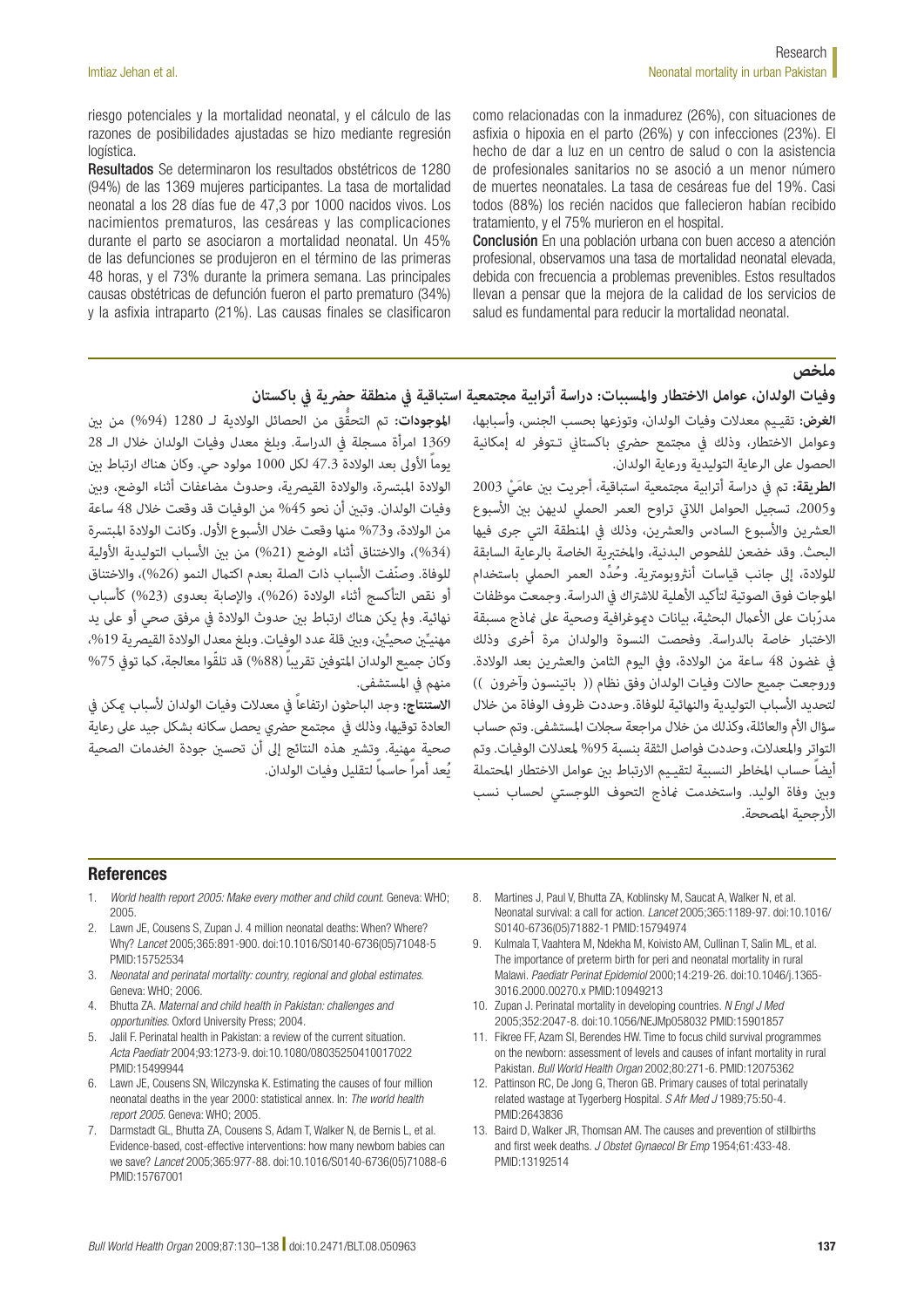riesgo potenciales y la mortalidad neonatal, y el cálculo de las razones de posibilidades ajustadas se hizo mediante regresión logística.

**Resultados** Se determinaron los resultados obstétricos de 1280 (94%) de las 1369 mujeres participantes. La tasa de mortalidad neonatal a los 28 días fue de 47,3 por 1000 nacidos vivos. Los nacimientos prematuros, las cesáreas y las complicaciones durante el parto se asociaron a mortalidad neonatal. Un 45% de las defunciones se produjeron en el término de las primeras 48 horas, y el 73% durante la primera semana. Las principales causas obstétricas de defunción fueron el parto prematuro (34%) y la asfixia intraparto (21%). Las causas finales se clasificaron como relacionadas con la inmadurez (26%), con situaciones de asfixia o hipoxia en el parto (26%) y con infecciones (23%). El hecho de dar a luz en un centro de salud o con la asistencia de profesionales sanitarios no se asoció a un menor número de muertes neonatales. La tasa de cesáreas fue del 19%. Casi todos (88%) los recién nacidos que fallecieron habían recibido tratamiento, y el 75% murieron en el hospital.

**Conclusión** En una población urbana con buen acceso a atención profesional, observamos una tasa de mortalidad neonatal elevada, debida con frecuencia a problemas prevenibles. Estos resultados llevan a pensar que la mejora de la calidad de los servicios de salud es fundamental para reducir la mortalidad neonatal.

## ملخص

### وفيات الولدان، عوامل الاختطار والمسببات: دراسة أترابية مجتمعية استباقية في منطقة حضرية في باكستان

**الغرض:** تقييم معدلات وفيات الولدان، وتوزعها بحسب الجنس، وأسبابها، وعوامل الاختطار، وذلك في مجتمع حضري باكستاني تتوفر له إمكانية الحصول على الرعاية التوليدية ورعاية الولدان.

**الطريقة:** تم في دراسة أترابية مجتمعية استباقية، أجريت بين عامَيْ 2003 و2005، تسجيل الحوامل اللاتي تراوح العمر الحملي لديهن بين الأسبوع العشرين والأسبوع السادس والعشرين، وذلك في المنطقة التي جرى فيها البحث. وقد خضعن للفحوص البدنية، والمختبرية الخاصة بالرعاية السابقة للولادة، إلى جانب قياسات أنثروبومترية. وحُدِّد العمر الحملي باستخدام الموجات فوق الصوتية لتأكيد الأهلية للاشتراك في الدراسة. وجمعت موظفات مدرَّبات على الأعمال البحثية، بيانات ديموغرافية وصحية على نماذج مسبقة الاختبار خاصة بالدراسة. وفحصت النسوة والولدان مرة أخرى وذلك في غضون 48 ساعة من الولادة، وفي اليوم الثامن والعشرين بعد الولادة. وروجعت جميع حالات وفيات الولدان وفق نظام (( باتينسون وآخرون )) لتحديد الأسباب التوليدية والنهائية للوفاة. وحددت ظروف الوفاة من خلال سؤال الأم والعائلة، وكذلك من خلال مراجعة سجلات المستشفى. وتم حساب التواتر والمعدلات، وحددت فواصل الثقة بنسبة 95% لمعدلات الوفيات. وتم أيضاً حساب المخاطر النسبية لتقييم الارتباط بين عوامل الاختطار المحتملة وبين وفاة الوليد. واستخدمت نماذج التحوف اللوجستي لحساب نسب الأرجحية المصححة.

**الموجودات:** تم التحقُّق من الحصائل الولادية لـ 1280 (94%) من بين 1369 امرأة مسجلة في الدراسة. وبلغ معدل وفيات الولدان خلال الـ 28 يوماً الأولى بعد الولادة 47.3 لكل 1000 مولود حي. وكان هناك ارتباط بين الولادة المبتسرة، والولادة القيصرية، وحدوث مضاعفات أثناء الوضع، وبين وفيات الولدان. وتبين أن نحو 45% من الوفيات قد وقعت خلال 48 ساعة من الولادة، و73% منها وقعت خلال الأسبوع الأول. وكانت الولادة المبتسرة (34%)، والاختناق أثناء الوضع (21%) من بين الأسباب التوليدية الأولية للوفاة. وصنِّفت الأسباب ذات الصلة بعدم اكتمال النمو (26%)، والاختناق أو نقص التأكسج أثناء الولادة (26%)، والإصابة بعدوى (23%) كأسباب نهائية. ولم يكن هناك ارتباط بين حدوث الولادة في مرفق صحي أو على يد مهنيِّين صحيِّين، وبين قلة عدد الوفيات. وبلغ معدل الولادة القيصرية 19%، وكان جميع الولدان المتوفين تقريباً (88%) قد تلقَّوا معالجة، كما توفي 75% منهم في المستشفى.

**الاستنتاج:** وجد الباحثون ارتفاعاً في معدلات وفيات الولدان لأسباب يمكن في العادة توقيها، وذلك في مجتمع حضري يحصل سكانه بشكل جيد على رعاية صحية مهنية. وتشير هذه النتائج إلى أن تحسين جودة الخدمات الصحية يُعد أمراً حاسماً لتقليل وفيات الولدان.

## References

1. *World health report 2005: Make every mother and child count.* Geneva: WHO; 2005.
2. Lawn JE, Cousens S, Zupan J. 4 million neonatal deaths: When? Where? Why? *Lancet* 2005;365:891-900. doi:10.1016/S0140-6736(05)71048-5 PMID:15752534
3. *Neonatal and perinatal mortality: country, regional and global estimates.* Geneva: WHO; 2006.
4. Bhutta ZA. *Maternal and child health in Pakistan: challenges and opportunities.* Oxford University Press; 2004.
5. Jalil F. Perinatal health in Pakistan: a review of the current situation. *Acta Paediatr* 2004;93:1273-9. doi:10.1080/08035250410017022 PMID:15499944
6. Lawn JE, Cousens SN, Wilczynska K. Estimating the causes of four million neonatal deaths in the year 2000: statistical annex. In: *The world health report 2005.* Geneva: WHO; 2005.
7. Darmstadt GL, Bhutta ZA, Cousens S, Adam T, Walker N, de Bernis L, et al. Evidence-based, cost-effective interventions: how many newborn babies can we save? *Lancet* 2005;365:977-88. doi:10.1016/S0140-6736(05)71088-6 PMID:15767001
8. Martines J, Paul V, Bhutta ZA, Koblinsky M, Saucat A, Walker N, et al. Neonatal survival: a call for action. *Lancet* 2005;365:1189-97. doi:10.1016/S0140-6736(05)71882-1 PMID:15794974
9. Kulmala T, Vaahtera M, Ndekha M, Koivisto AM, Cullinan T, Salin ML, et al. The importance of preterm birth for peri and neonatal mortality in rural Malawi. *Paediatr Perinat Epidemiol* 2000;14:219-26. doi:10.1046/j.1365-3016.2000.00270.x PMID:10949213
10. Zupan J. Perinatal mortality in developing countries. *N Engl J Med* 2005;352:2047-8. doi:10.1056/NEJMp058032 PMID:15901857
11. Fikree FF, Azam SI, Berendes HW. Time to focus child survival programmes on the newborn: assessment of levels and causes of infant mortality in rural Pakistan. *Bull World Health Organ* 2002;80:271-6. PMID:12075362
12. Pattinson RC, De Jong G, Theron GB. Primary causes of total perinatally related wastage at Tygerberg Hospital. *S Afr Med J* 1989;75:50-4. PMID:2643836
13. Baird D, Walker JR, Thomson AM. The causes and prevention of stillbirths and first week deaths. *J Obstet Gynaecol Br Emp* 1954;61:433-48. PMID:13192514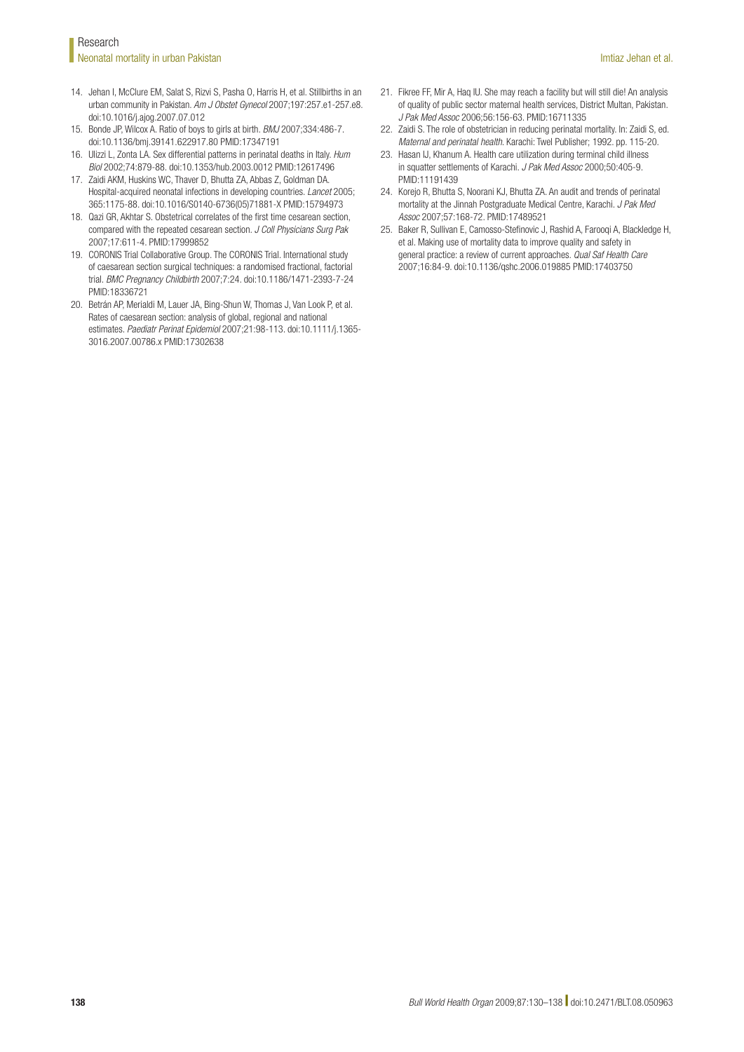14. Jehan I, McClure EM, Salat S, Rizvi S, Pasha O, Harris H, et al. Stillbirths in an urban community in Pakistan. *Am J Obstet Gynecol* 2007;197:257.e1-257.e8. doi:10.1016/j.ajog.2007.07.012
15. Bonde JP, Wilcox A. Ratio of boys to girls at birth. *BMJ* 2007;334:486-7. doi:10.1136/bmj.39141.622917.80 PMID:17347191
16. Ulizzi L, Zonta LA. Sex differential patterns in perinatal deaths in Italy. *Hum Biol* 2002;74:879-88. doi:10.1353/hub.2003.0012 PMID:12617496
17. Zaidi AKM, Huskins WC, Thaver D, Bhutta ZA, Abbas Z, Goldman DA. Hospital-acquired neonatal infections in developing countries. *Lancet* 2005; 365:1175-88. doi:10.1016/S0140-6736(05)71881-X PMID:15794973
18. Qazi GR, Akhtar S. Obstetrical correlates of the first time cesarean section, compared with the repeated cesarean section. *J Coll Physicians Surg Pak* 2007;17:611-4. PMID:17999852
19. CORONIS Trial Collaborative Group. The CORONIS Trial. International study of caesarean section surgical techniques: a randomised fractional, factorial trial. *BMC Pregnancy Childbirth* 2007;7:24. doi:10.1186/1471-2393-7-24 PMID:18336721
20. Betrán AP, Merialdi M, Lauer JA, Bing-Shun W, Thomas J, Van Look P, et al. Rates of caesarean section: analysis of global, regional and national estimates. *Paediatr Perinat Epidemiol* 2007;21:98-113. doi:10.1111/j.1365-3016.2007.00786.x PMID:17302638
21. Fikree FF, Mir A, Haq IU. She may reach a facility but will still die! An analysis of quality of public sector maternal health services, District Multan, Pakistan. *J Pak Med Assoc* 2006;56:156-63. PMID:16711335
22. Zaidi S. The role of obstetrician in reducing perinatal mortality. In: Zaidi S, ed. *Maternal and perinatal health*. Karachi: Twel Publisher; 1992. pp. 115-20.
23. Hasan IJ, Khanum A. Health care utilization during terminal child illness in squatter settlements of Karachi. *J Pak Med Assoc* 2000;50:405-9. PMID:11191439
24. Korejo R, Bhutta S, Noorani KJ, Bhutta ZA. An audit and trends of perinatal mortality at the Jinnah Postgraduate Medical Centre, Karachi. *J Pak Med Assoc* 2007;57:168-72. PMID:17489521
25. Baker R, Sullivan E, Camosso-Stefinovic J, Rashid A, Farooqi A, Blackledge H, et al. Making use of mortality data to improve quality and safety in general practice: a review of current approaches. *Qual Saf Health Care* 2007;16:84-9. doi:10.1136/qshc.2006.019885 PMID:17403750